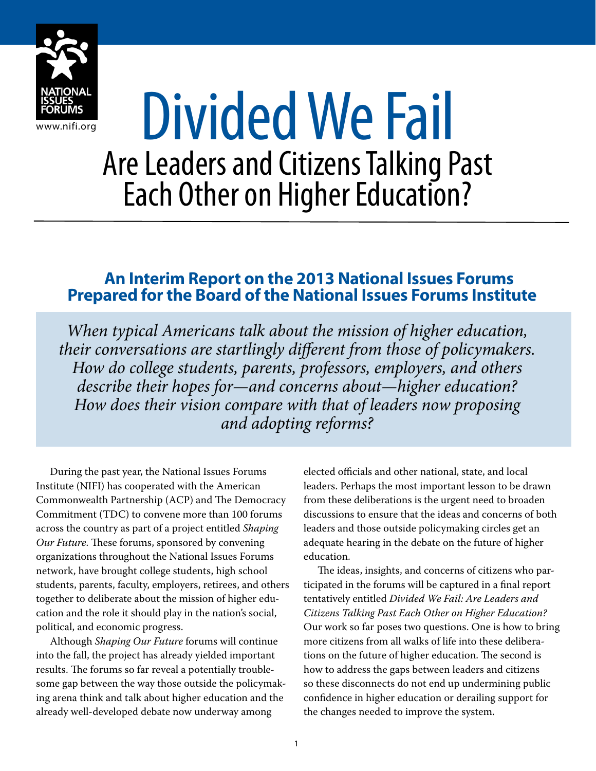NATIONAL ISSUES FORUMS

www.nifi.org

# Divided We Fail

## Are Leaders and Citizens Talking Past Each Other on Higher Education?

### An Interim Report on the 2013 National Issues Forums Prepared for the Board of the National Issues Forums Institute

*When typical Americans talk about the mission of higher education, their conversations are startlingly different from those of policymakers. How do college students, parents, professors, employers, and others describe their hopes for—and concerns about—higher education? How does their vision compare with that of leaders now proposing and adopting reforms?*

During the past year, the National Issues Forums Institute (NIFI) has cooperated with the American Commonwealth Partnership (ACP) and The Democracy Commitment (TDC) to convene more than 100 forums across the country as part of a project entitled *Shaping Our Future*. These forums, sponsored by convening organizations throughout the National Issues Forums network, have brought college students, high school students, parents, faculty, employers, retirees, and others together to deliberate about the mission of higher education and the role it should play in the nation's social, political, and economic progress.

Although *Shaping Our Future* forums will continue into the fall, the project has already yielded important results. The forums so far reveal a potentially troublesome gap between the way those outside the policymaking arena think and talk about higher education and the already well-developed debate now underway among elected officials and other national, state, and local leaders. Perhaps the most important lesson to be drawn from these deliberations is the urgent need to broaden discussions to ensure that the ideas and concerns of both leaders and those outside policymaking circles get an adequate hearing in the debate on the future of higher education.

The ideas, insights, and concerns of citizens who participated in the forums will be captured in a final report tentatively entitled *Divided We Fail: Are Leaders and Citizens Talking Past Each Other on Higher Education?* Our work so far poses two questions. One is how to bring more citizens from all walks of life into these deliberations on the future of higher education. The second is how to address the gaps between leaders and citizens so these disconnects do not end up undermining public confidence in higher education or derailing support for the changes needed to improve the system.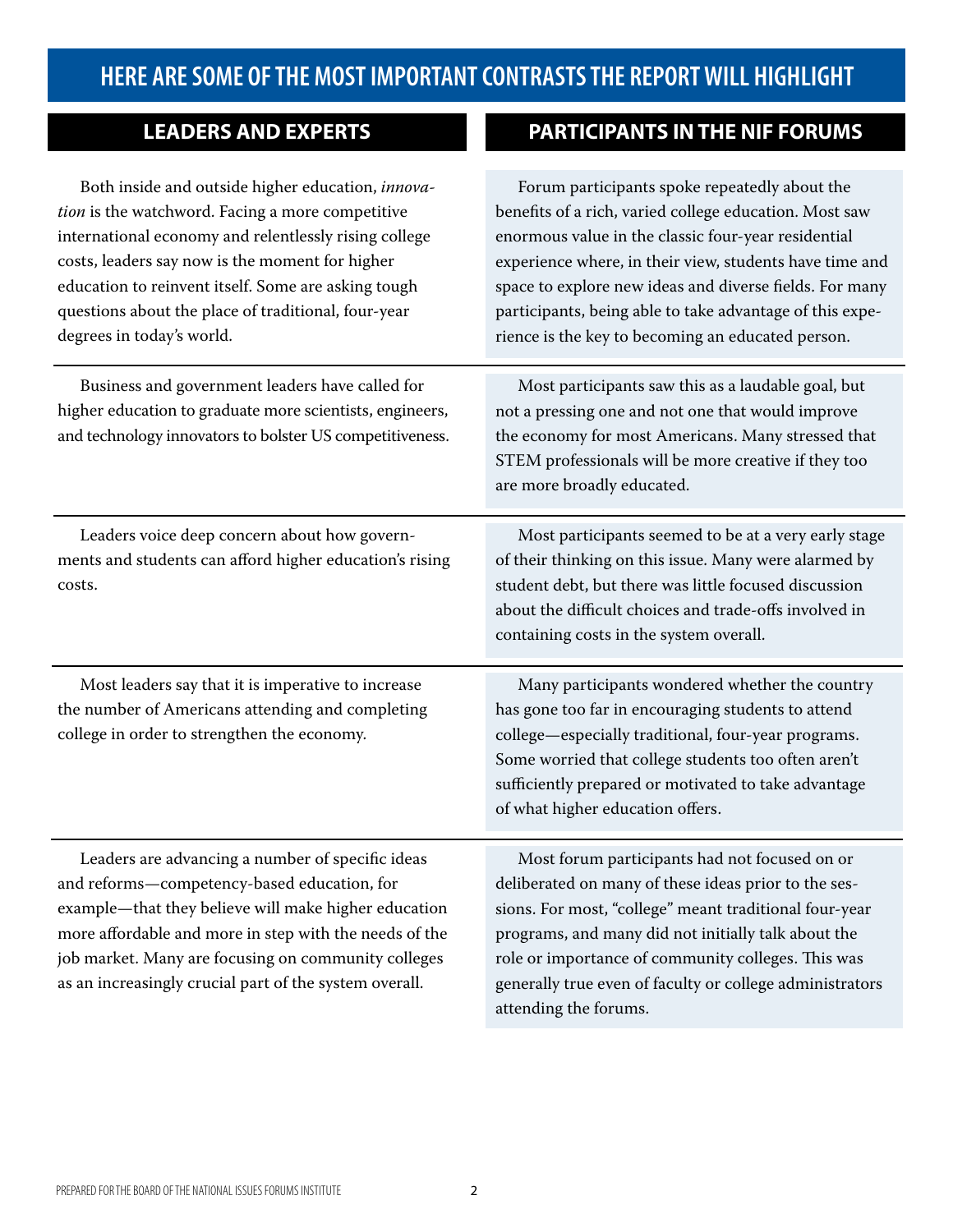## HERE ARE SOME OF THE MOST IMPORTANT CONTRASTS THE REPORT WILL HIGHLIGHT

| LEADERS AND EXPERTS | PARTICIPANTS IN THE NIF FORUMS |
|---|---|
| Both inside and outside higher education, *innovation* is the watchword. Facing a more competitive international economy and relentlessly rising college costs, leaders say now is the moment for higher education to reinvent itself. Some are asking tough questions about the place of traditional, four-year degrees in today's world. | Forum participants spoke repeatedly about the benefits of a rich, varied college education. Most saw enormous value in the classic four-year residential experience where, in their view, students have time and space to explore new ideas and diverse fields. For many participants, being able to take advantage of this experience is the key to becoming an educated person. |
| Business and government leaders have called for higher education to graduate more scientists, engineers, and technology innovators to bolster US competitiveness. | Most participants saw this as a laudable goal, but not a pressing one and not one that would improve the economy for most Americans. Many stressed that STEM professionals will be more creative if they too are more broadly educated. |
| Leaders voice deep concern about how governments and students can afford higher education's rising costs. | Most participants seemed to be at a very early stage of their thinking on this issue. Many were alarmed by student debt, but there was little focused discussion about the difficult choices and trade-offs involved in containing costs in the system overall. |
| Most leaders say that it is imperative to increase the number of Americans attending and completing college in order to strengthen the economy. | Many participants wondered whether the country has gone too far in encouraging students to attend college—especially traditional, four-year programs. Some worried that college students too often aren't sufficiently prepared or motivated to take advantage of what higher education offers. |
| Leaders are advancing a number of specific ideas and reforms—competency-based education, for example—that they believe will make higher education more affordable and more in step with the needs of the job market. Many are focusing on community colleges as an increasingly crucial part of the system overall. | Most forum participants had not focused on or deliberated on many of these ideas prior to the sessions. For most, "college" meant traditional four-year programs, and many did not initially talk about the role or importance of community colleges. This was generally true even of faculty or college administrators attending the forums. |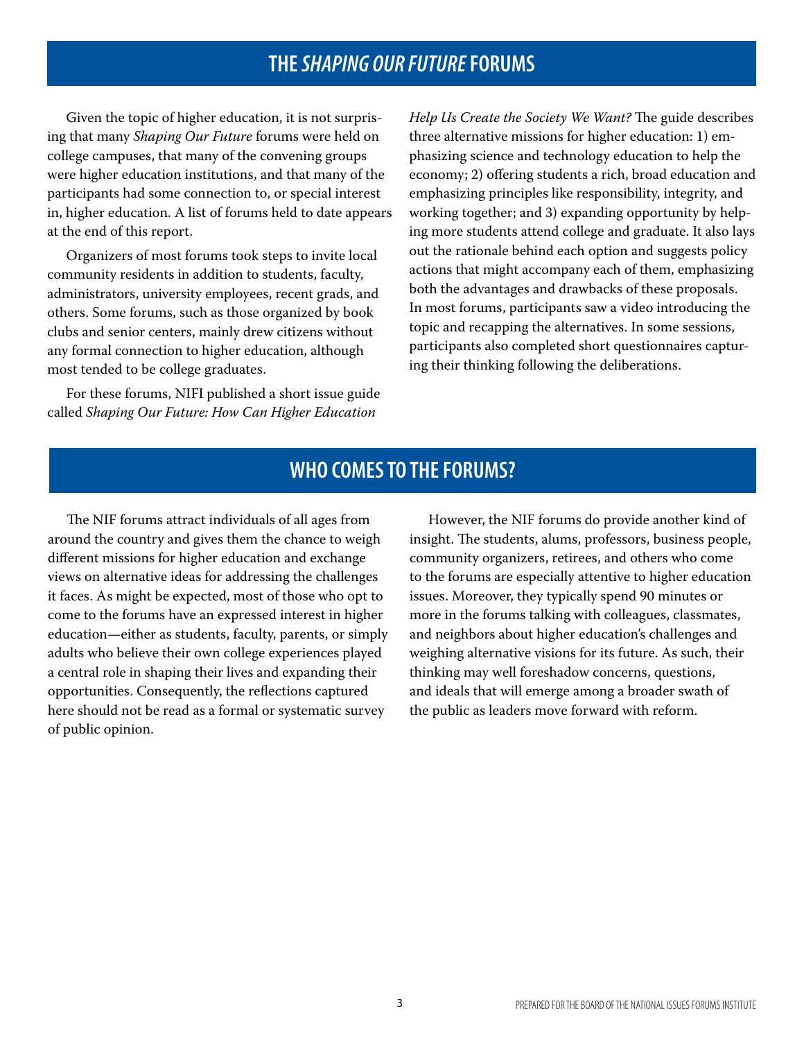## THE *SHAPING OUR FUTURE* FORUMS

Given the topic of higher education, it is not surprising that many *Shaping Our Future* forums were held on college campuses, that many of the convening groups were higher education institutions, and that many of the participants had some connection to, or special interest in, higher education. A list of forums held to date appears at the end of this report.

Organizers of most forums took steps to invite local community residents in addition to students, faculty, administrators, university employees, recent grads, and others. Some forums, such as those organized by book clubs and senior centers, mainly drew citizens without any formal connection to higher education, although most tended to be college graduates.

For these forums, NIFI published a short issue guide called *Shaping Our Future: How Can Higher Education Help Us Create the Society We Want?* The guide describes three alternative missions for higher education: 1) emphasizing science and technology education to help the economy; 2) offering students a rich, broad education and emphasizing principles like responsibility, integrity, and working together; and 3) expanding opportunity by helping more students attend college and graduate. It also lays out the rationale behind each option and suggests policy actions that might accompany each of them, emphasizing both the advantages and drawbacks of these proposals. In most forums, participants saw a video introducing the topic and recapping the alternatives. In some sessions, participants also completed short questionnaires capturing their thinking following the deliberations.

## WHO COMES TO THE FORUMS?

The NIF forums attract individuals of all ages from around the country and gives them the chance to weigh different missions for higher education and exchange views on alternative ideas for addressing the challenges it faces. As might be expected, most of those who opt to come to the forums have an expressed interest in higher education—either as students, faculty, parents, or simply adults who believe their own college experiences played a central role in shaping their lives and expanding their opportunities. Consequently, the reflections captured here should not be read as a formal or systematic survey of public opinion.

However, the NIF forums do provide another kind of insight. The students, alums, professors, business people, community organizers, retirees, and others who come to the forums are especially attentive to higher education issues. Moreover, they typically spend 90 minutes or more in the forums talking with colleagues, classmates, and neighbors about higher education's challenges and weighing alternative visions for its future. As such, their thinking may well foreshadow concerns, questions, and ideals that will emerge among a broader swath of the public as leaders move forward with reform.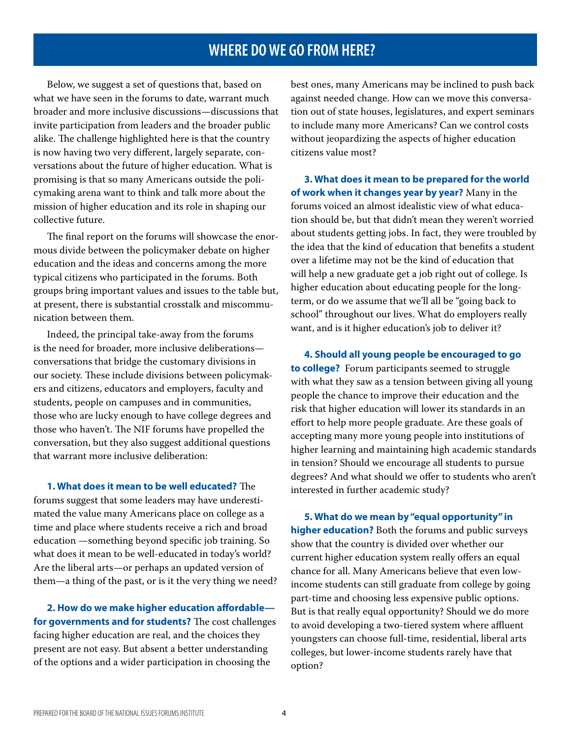## WHERE DO WE GO FROM HERE?

Below, we suggest a set of questions that, based on what we have seen in the forums to date, warrant much broader and more inclusive discussions—discussions that invite participation from leaders and the broader public alike. The challenge highlighted here is that the country is now having two very different, largely separate, conversations about the future of higher education. What is promising is that so many Americans outside the policymaking arena want to think and talk more about the mission of higher education and its role in shaping our collective future.

The final report on the forums will showcase the enormous divide between the policymaker debate on higher education and the ideas and concerns among the more typical citizens who participated in the forums. Both groups bring important values and issues to the table but, at present, there is substantial crosstalk and miscommunication between them.

Indeed, the principal take-away from the forums is the need for broader, more inclusive deliberations—conversations that bridge the customary divisions in our society. These include divisions between policymakers and citizens, educators and employers, faculty and students, people on campuses and in communities, those who are lucky enough to have college degrees and those who haven't. The NIF forums have propelled the conversation, but they also suggest additional questions that warrant more inclusive deliberation:

**1. What does it mean to be well educated?** The forums suggest that some leaders may have underestimated the value many Americans place on college as a time and place where students receive a rich and broad education —something beyond specific job training. So what does it mean to be well-educated in today's world? Are the liberal arts—or perhaps an updated version of them—a thing of the past, or is it the very thing we need?

**2. How do we make higher education affordable—for governments and for students?** The cost challenges facing higher education are real, and the choices they present are not easy. But absent a better understanding of the options and a wider participation in choosing the best ones, many Americans may be inclined to push back against needed change. How can we move this conversation out of state houses, legislatures, and expert seminars to include many more Americans? Can we control costs without jeopardizing the aspects of higher education citizens value most?

**3. What does it mean to be prepared for the world of work when it changes year by year?** Many in the forums voiced an almost idealistic view of what education should be, but that didn't mean they weren't worried about students getting jobs. In fact, they were troubled by the idea that the kind of education that benefits a student over a lifetime may not be the kind of education that will help a new graduate get a job right out of college. Is higher education about educating people for the long-term, or do we assume that we'll all be "going back to school" throughout our lives. What do employers really want, and is it higher education's job to deliver it?

**4. Should all young people be encouraged to go to college?** Forum participants seemed to struggle with what they saw as a tension between giving all young people the chance to improve their education and the risk that higher education will lower its standards in an effort to help more people graduate. Are these goals of accepting many more young people into institutions of higher learning and maintaining high academic standards in tension? Should we encourage all students to pursue degrees? And what should we offer to students who aren't interested in further academic study?

**5. What do we mean by "equal opportunity" in higher education?** Both the forums and public surveys show that the country is divided over whether our current higher education system really offers an equal chance for all. Many Americans believe that even low-income students can still graduate from college by going part-time and choosing less expensive public options. But is that really equal opportunity? Should we do more to avoid developing a two-tiered system where affluent youngsters can choose full-time, residential, liberal arts colleges, but lower-income students rarely have that option?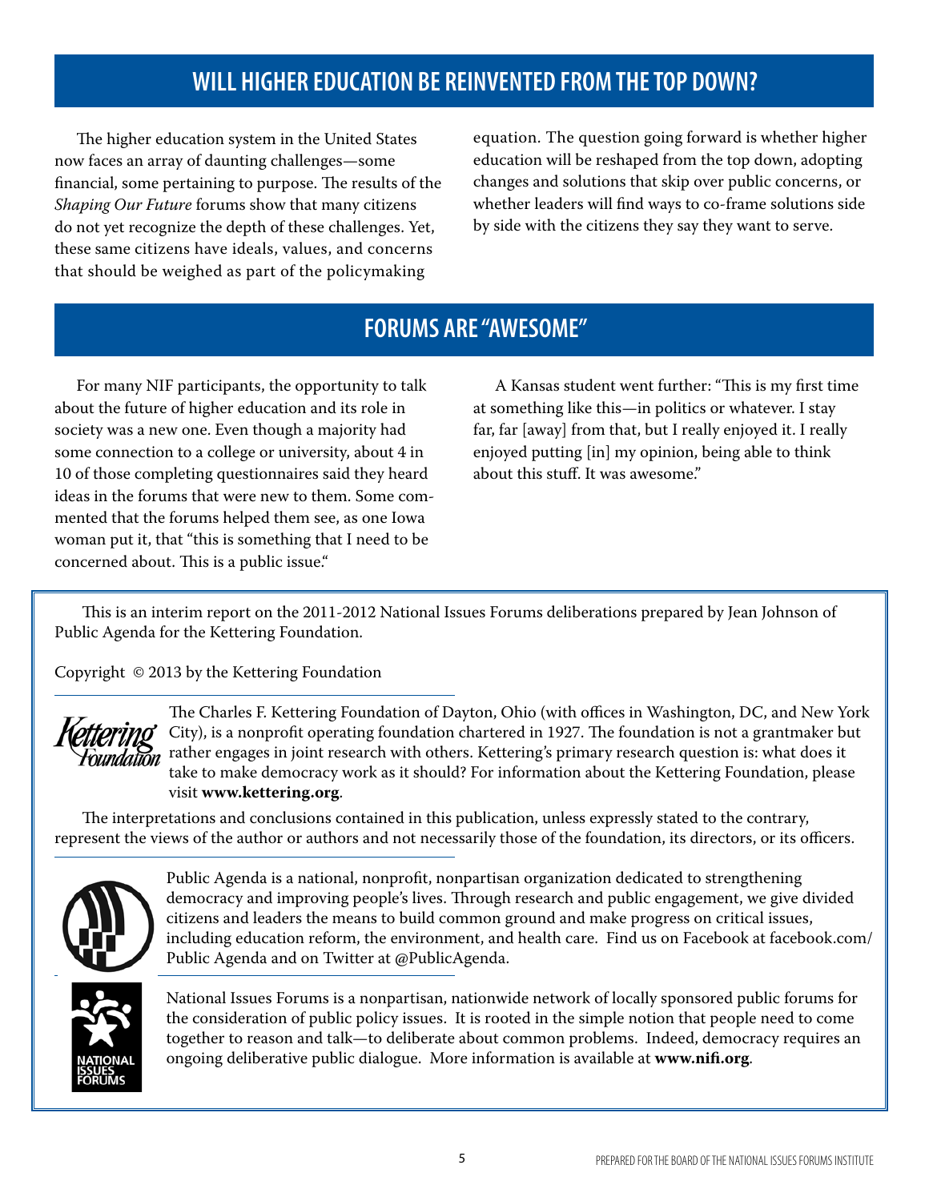## WILL HIGHER EDUCATION BE REINVENTED FROM THE TOP DOWN?

The higher education system in the United States now faces an array of daunting challenges—some financial, some pertaining to purpose. The results of the *Shaping Our Future* forums show that many citizens do not yet recognize the depth of these challenges. Yet, these same citizens have ideals, values, and concerns that should be weighed as part of the policymaking equation. The question going forward is whether higher education will be reshaped from the top down, adopting changes and solutions that skip over public concerns, or whether leaders will find ways to co-frame solutions side by side with the citizens they say they want to serve.

## FORUMS ARE "AWESOME"

For many NIF participants, the opportunity to talk about the future of higher education and its role in society was a new one. Even though a majority had some connection to a college or university, about 4 in 10 of those completing questionnaires said they heard ideas in the forums that were new to them. Some commented that the forums helped them see, as one Iowa woman put it, that "this is something that I need to be concerned about. This is a public issue."

A Kansas student went further: "This is my first time at something like this—in politics or whatever. I stay far, far [away] from that, but I really enjoyed it. I really enjoyed putting [in] my opinion, being able to think about this stuff. It was awesome."

---

This is an interim report on the 2011-2012 National Issues Forums deliberations prepared by Jean Johnson of Public Agenda for the Kettering Foundation.

Copyright © 2013 by the Kettering Foundation

The Charles F. Kettering Foundation of Dayton, Ohio (with offices in Washington, DC, and New York City), is a nonprofit operating foundation chartered in 1927. The foundation is not a grantmaker but rather engages in joint research with others. Kettering's primary research question is: what does it take to make democracy work as it should? For information about the Kettering Foundation, please visit **www.kettering.org**.

The interpretations and conclusions contained in this publication, unless expressly stated to the contrary, represent the views of the author or authors and not necessarily those of the foundation, its directors, or its officers.

Public Agenda is a national, nonprofit, nonpartisan organization dedicated to strengthening democracy and improving people's lives. Through research and public engagement, we give divided citizens and leaders the means to build common ground and make progress on critical issues, including education reform, the environment, and health care. Find us on Facebook at facebook.com/Public Agenda and on Twitter at @PublicAgenda.

National Issues Forums is a nonpartisan, nationwide network of locally sponsored public forums for the consideration of public policy issues. It is rooted in the simple notion that people need to come together to reason and talk—to deliberate about common problems. Indeed, democracy requires an ongoing deliberative public dialogue. More information is available at **www.nifi.org**.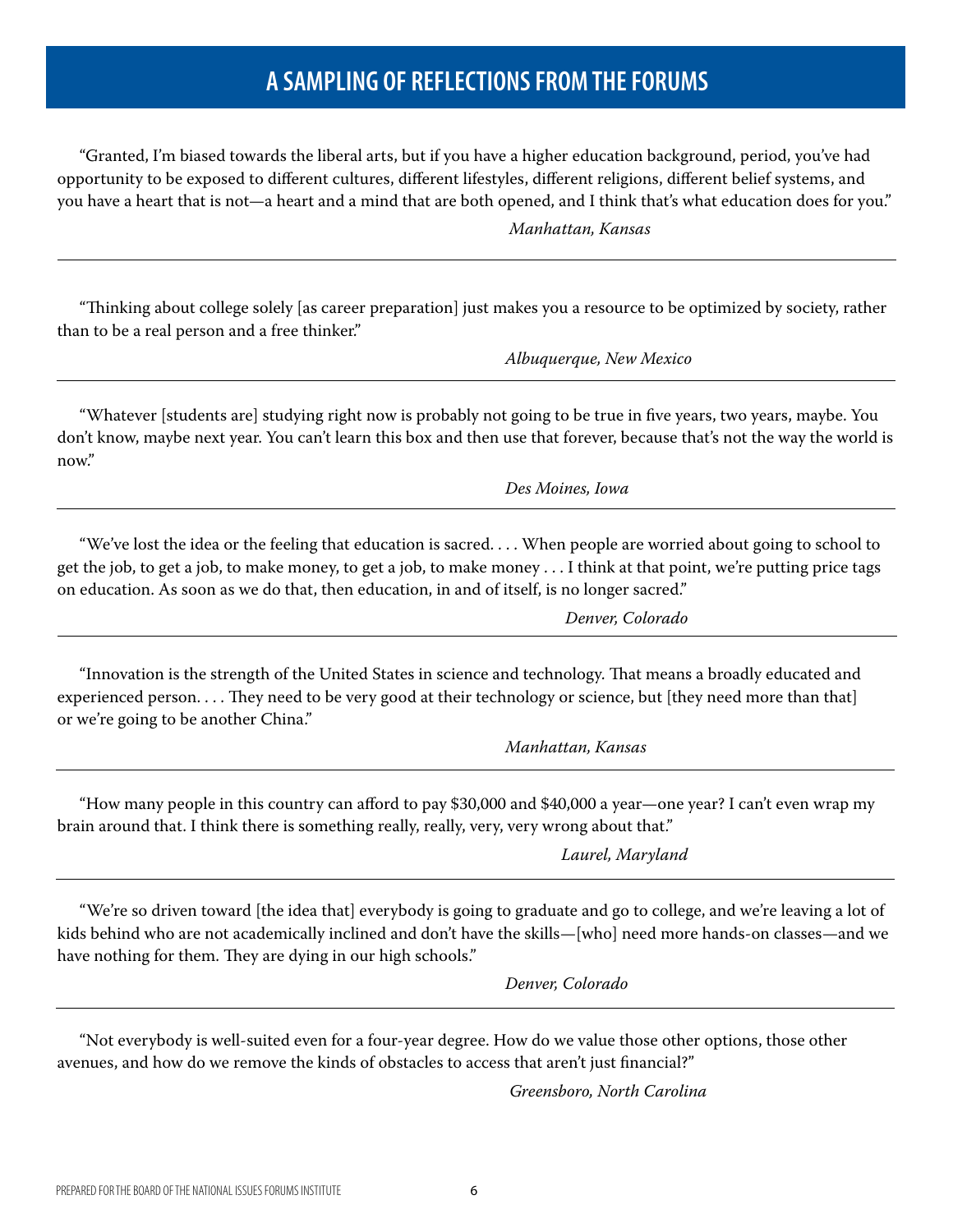## A SAMPLING OF REFLECTIONS FROM THE FORUMS

"Granted, I'm biased towards the liberal arts, but if you have a higher education background, period, you've had opportunity to be exposed to different cultures, different lifestyles, different religions, different belief systems, and you have a heart that is not—a heart and a mind that are both opened, and I think that's what education does for you."

*Manhattan, Kansas*

---

"Thinking about college solely [as career preparation] just makes you a resource to be optimized by society, rather than to be a real person and a free thinker."

*Albuquerque, New Mexico*

---

"Whatever [students are] studying right now is probably not going to be true in five years, two years, maybe. You don't know, maybe next year. You can't learn this box and then use that forever, because that's not the way the world is now."

*Des Moines, Iowa*

---

"We've lost the idea or the feeling that education is sacred. . . . When people are worried about going to school to get the job, to get a job, to make money, to get a job, to make money . . . I think at that point, we're putting price tags on education. As soon as we do that, then education, in and of itself, is no longer sacred."

*Denver, Colorado*

---

"Innovation is the strength of the United States in science and technology. That means a broadly educated and experienced person. . . . They need to be very good at their technology or science, but [they need more than that] or we're going to be another China."

*Manhattan, Kansas*

---

"How many people in this country can afford to pay $30,000 and $40,000 a year—one year? I can't even wrap my brain around that. I think there is something really, really, very, very wrong about that."

*Laurel, Maryland*

---

"We're so driven toward [the idea that] everybody is going to graduate and go to college, and we're leaving a lot of kids behind who are not academically inclined and don't have the skills—[who] need more hands-on classes—and we have nothing for them. They are dying in our high schools."

*Denver, Colorado*

---

"Not everybody is well-suited even for a four-year degree. How do we value those other options, those other avenues, and how do we remove the kinds of obstacles to access that aren't just financial?"

*Greensboro, North Carolina*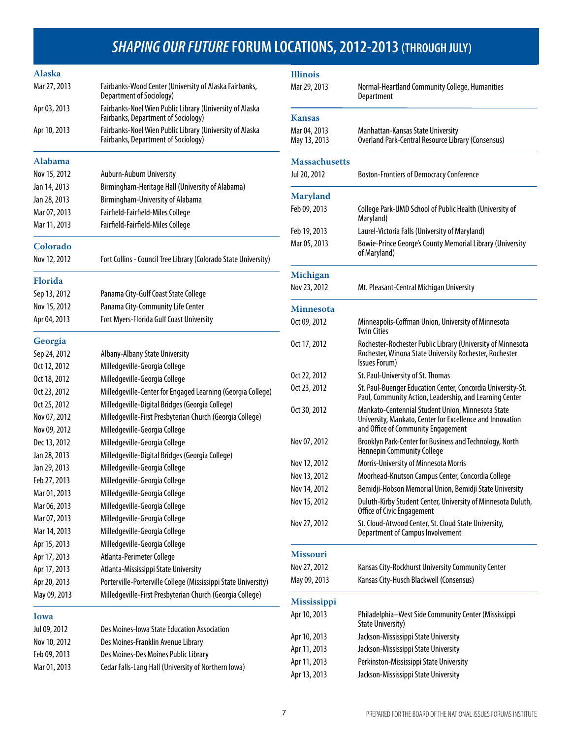# *SHAPING OUR FUTURE* FORUM LOCATIONS, 2012-2013 (THROUGH JULY)

### Alaska

| | |
|---|---|
| Mar 27, 2013 | Fairbanks-Wood Center (University of Alaska Fairbanks, Department of Sociology) |
| Apr 03, 2013 | Fairbanks-Noel Wien Public Library (University of Alaska Fairbanks, Department of Sociology) |
| Apr 10, 2013 | Fairbanks-Noel Wien Public Library (University of Alaska Fairbanks, Department of Sociology) |

### Alabama

| | |
|---|---|
| Nov 15, 2012 | Auburn-Auburn University |
| Jan 14, 2013 | Birmingham-Heritage Hall (University of Alabama) |
| Jan 28, 2013 | Birmingham-University of Alabama |
| Mar 07, 2013 | Fairfield-Fairfield-Miles College |
| Mar 11, 2013 | Fairfield-Fairfield-Miles College |

### Colorado

| | |
|---|---|
| Nov 12, 2012 | Fort Collins - Council Tree Library (Colorado State University) |

### Florida

| | |
|---|---|
| Sep 13, 2012 | Panama City-Gulf Coast State College |
| Nov 15, 2012 | Panama City-Community Life Center |
| Apr 04, 2013 | Fort Myers-Florida Gulf Coast University |

### Georgia

| | |
|---|---|
| Sep 24, 2012 | Albany-Albany State University |
| Oct 12, 2012 | Milledgeville-Georgia College |
| Oct 18, 2012 | Milledgeville-Georgia College |
| Oct 23, 2012 | Milledgeville-Center for Engaged Learning (Georgia College) |
| Oct 25, 2012 | Milledgeville-Digital Bridges (Georgia College) |
| Nov 07, 2012 | Milledgeville-First Presbyterian Church (Georgia College) |
| Nov 09, 2012 | Milledgeville-Georgia College |
| Dec 13, 2012 | Milledgeville-Georgia College |
| Jan 28, 2013 | Milledgeville-Digital Bridges (Georgia College) |
| Jan 29, 2013 | Milledgeville-Georgia College |
| Feb 27, 2013 | Milledgeville-Georgia College |
| Mar 01, 2013 | Milledgeville-Georgia College |
| Mar 06, 2013 | Milledgeville-Georgia College |
| Mar 07, 2013 | Milledgeville-Georgia College |
| Mar 14, 2013 | Milledgeville-Georgia College |
| Apr 15, 2013 | Milledgeville-Georgia College |
| Apr 17, 2013 | Atlanta-Perimeter College |
| Apr 17, 2013 | Atlanta-Mississippi State University |
| Apr 20, 2013 | Porterville-Porterville College (Mississippi State University) |
| May 09, 2013 | Milledgeville-First Presbyterian Church (Georgia College) |

### Iowa

| | |
|---|---|
| Jul 09, 2012 | Des Moines-Iowa State Education Association |
| Nov 10, 2012 | Des Moines-Franklin Avenue Library |
| Feb 09, 2013 | Des Moines-Des Moines Public Library |
| Mar 01, 2013 | Cedar Falls-Lang Hall (University of Northern Iowa) |

### Illinois

| | |
|---|---|
| Mar 29, 2013 | Normal-Heartland Community College, Humanities Department |

### Kansas

| | |
|---|---|
| Mar 04, 2013 | Manhattan-Kansas State University |
| May 13, 2013 | Overland Park-Central Resource Library (Consensus) |

### Massachusetts

| | |
|---|---|
| Jul 20, 2012 | Boston-Frontiers of Democracy Conference |

### Maryland

| | |
|---|---|
| Feb 09, 2013 | College Park-UMD School of Public Health (University of Maryland) |
| Feb 19, 2013 | Laurel-Victoria Falls (University of Maryland) |
| Mar 05, 2013 | Bowie-Prince George's County Memorial Library (University of Maryland) |

### Michigan

| | |
|---|---|
| Nov 23, 2012 | Mt. Pleasant-Central Michigan University |

### Minnesota

| | |
|---|---|
| Oct 09, 2012 | Minneapolis-Coffman Union, University of Minnesota Twin Cities |
| Oct 17, 2012 | Rochester-Rochester Public Library (University of Minnesota Rochester, Winona State University Rochester, Rochester Issues Forum) |
| Oct 22, 2012 | St. Paul-University of St. Thomas |
| Oct 23, 2012 | St. Paul-Buenger Education Center, Concordia University-St. Paul, Community Action, Leadership, and Learning Center |
| Oct 30, 2012 | Mankato-Centennial Student Union, Minnesota State University, Mankato, Center for Excellence and Innovation and Office of Community Engagement |
| Nov 07, 2012 | Brooklyn Park-Center for Business and Technology, North Hennepin Community College |
| Nov 12, 2012 | Morris-University of Minnesota Morris |
| Nov 13, 2012 | Moorhead-Knutson Campus Center, Concordia College |
| Nov 14, 2012 | Bemidji-Hobson Memorial Union, Bemidji State University |
| Nov 15, 2012 | Duluth-Kirby Student Center, University of Minnesota Duluth, Office of Civic Engagement |
| Nov 27, 2012 | St. Cloud-Atwood Center, St. Cloud State University, Department of Campus Involvement |

### Missouri

| | |
|---|---|
| Nov 27, 2012 | Kansas City-Rockhurst University Community Center |
| May 09, 2013 | Kansas City-Husch Blackwell (Consensus) |

### Mississippi

| | |
|---|---|
| Apr 10, 2013 | Philadelphia–West Side Community Center (Mississippi State University) |
| Apr 10, 2013 | Jackson-Mississippi State University |
| Apr 11, 2013 | Jackson-Mississippi State University |
| Apr 11, 2013 | Perkinston-Mississippi State University |
| Apr 13, 2013 | Jackson-Mississippi State University |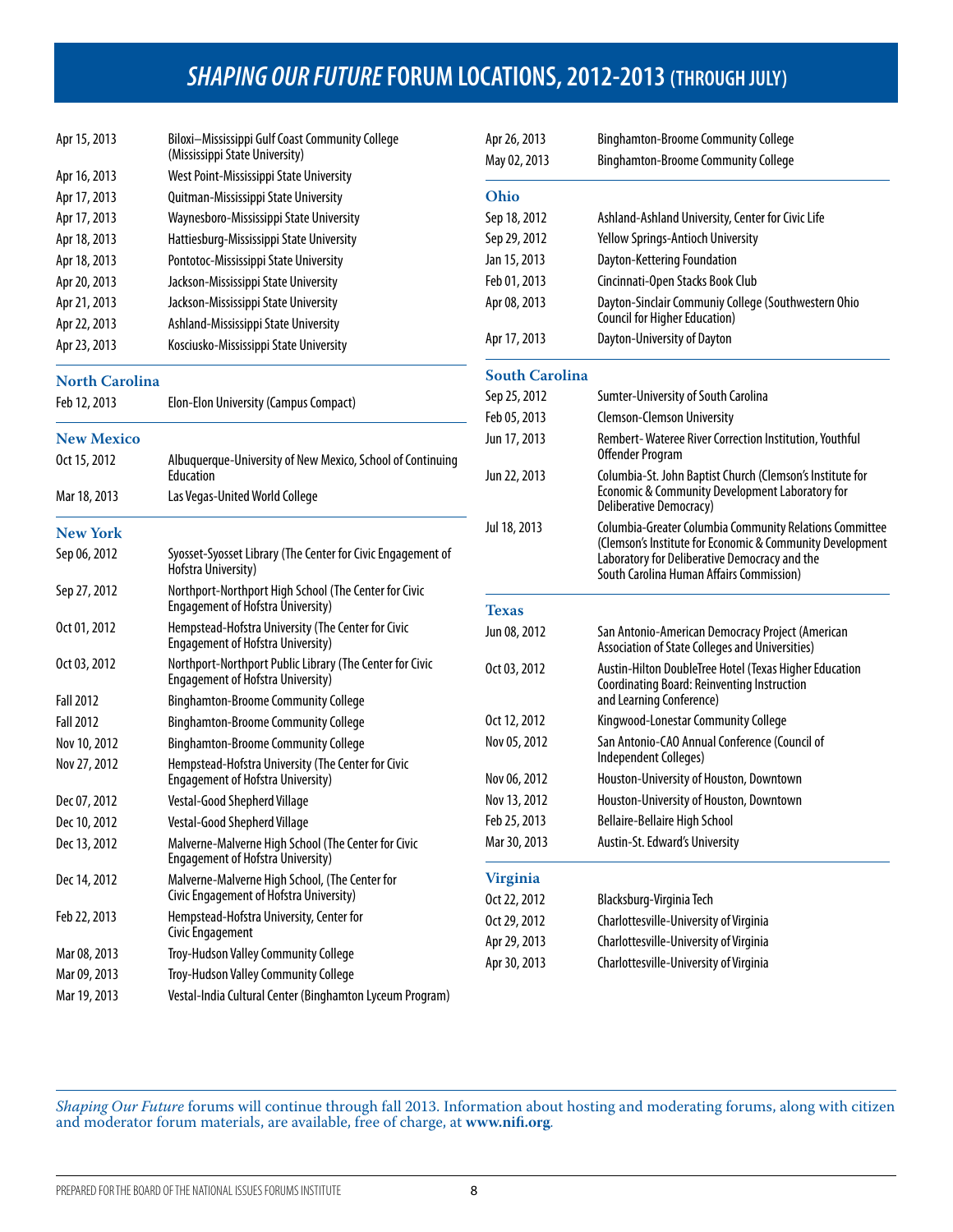# *SHAPING OUR FUTURE* FORUM LOCATIONS, 2012-2013 (THROUGH JULY)

| | |
|---|---|
| Apr 15, 2013 | Biloxi–Mississippi Gulf Coast Community College (Mississippi State University) |
| Apr 16, 2013 | West Point-Mississippi State University |
| Apr 17, 2013 | Quitman-Mississippi State University |
| Apr 17, 2013 | Waynesboro-Mississippi State University |
| Apr 18, 2013 | Hattiesburg-Mississippi State University |
| Apr 18, 2013 | Pontotoc-Mississippi State University |
| Apr 20, 2013 | Jackson-Mississippi State University |
| Apr 21, 2013 | Jackson-Mississippi State University |
| Apr 22, 2013 | Ashland-Mississippi State University |
| Apr 23, 2013 | Kosciusko-Mississippi State University |

### North Carolina

| | |
|---|---|
| Feb 12, 2013 | Elon-Elon University (Campus Compact) |

### New Mexico

| | |
|---|---|
| Oct 15, 2012 | Albuquerque-University of New Mexico, School of Continuing Education |
| Mar 18, 2013 | Las Vegas-United World College |

### New York

| | |
|---|---|
| Sep 06, 2012 | Syosset-Syosset Library (The Center for Civic Engagement of Hofstra University) |
| Sep 27, 2012 | Northport-Northport High School (The Center for Civic Engagement of Hofstra University) |
| Oct 01, 2012 | Hempstead-Hofstra University (The Center for Civic Engagement of Hofstra University) |
| Oct 03, 2012 | Northport-Northport Public Library (The Center for Civic Engagement of Hofstra University) |
| Fall 2012 | Binghamton-Broome Community College |
| Fall 2012 | Binghamton-Broome Community College |
| Nov 10, 2012 | Binghamton-Broome Community College |
| Nov 27, 2012 | Hempstead-Hofstra University (The Center for Civic Engagement of Hofstra University) |
| Dec 07, 2012 | Vestal-Good Shepherd Village |
| Dec 10, 2012 | Vestal-Good Shepherd Village |
| Dec 13, 2012 | Malverne-Malverne High School (The Center for Civic Engagement of Hofstra University) |
| Dec 14, 2012 | Malverne-Malverne High School, (The Center for Civic Engagement of Hofstra University) |
| Feb 22, 2013 | Hempstead-Hofstra University, Center for Civic Engagement |
| Mar 08, 2013 | Troy-Hudson Valley Community College |
| Mar 09, 2013 | Troy-Hudson Valley Community College |
| Mar 19, 2013 | Vestal-India Cultural Center (Binghamton Lyceum Program) |
| Apr 26, 2013 | Binghamton-Broome Community College |
| May 02, 2013 | Binghamton-Broome Community College |

### Ohio

| | |
|---|---|
| Sep 18, 2012 | Ashland-Ashland University, Center for Civic Life |
| Sep 29, 2012 | Yellow Springs-Antioch University |
| Jan 15, 2013 | Dayton-Kettering Foundation |
| Feb 01, 2013 | Cincinnati-Open Stacks Book Club |
| Apr 08, 2013 | Dayton-Sinclair Communiy College (Southwestern Ohio Council for Higher Education) |
| Apr 17, 2013 | Dayton-University of Dayton |

### South Carolina

| | |
|---|---|
| Sep 25, 2012 | Sumter-University of South Carolina |
| Feb 05, 2013 | Clemson-Clemson University |
| Jun 17, 2013 | Rembert- Wateree River Correction Institution, Youthful Offender Program |
| Jun 22, 2013 | Columbia-St. John Baptist Church (Clemson's Institute for Economic & Community Development Laboratory for Deliberative Democracy) |
| Jul 18, 2013 | Columbia-Greater Columbia Community Relations Committee (Clemson's Institute for Economic & Community Development Laboratory for Deliberative Democracy and the South Carolina Human Affairs Commission) |

### Texas

| | |
|---|---|
| Jun 08, 2012 | San Antonio-American Democracy Project (American Association of State Colleges and Universities) |
| Oct 03, 2012 | Austin-Hilton DoubleTree Hotel (Texas Higher Education Coordinating Board: Reinventing Instruction and Learning Conference) |
| Oct 12, 2012 | Kingwood-Lonestar Community College |
| Nov 05, 2012 | San Antonio-CAO Annual Conference (Council of Independent Colleges) |
| Nov 06, 2012 | Houston-University of Houston, Downtown |
| Nov 13, 2012 | Houston-University of Houston, Downtown |
| Feb 25, 2013 | Bellaire-Bellaire High School |
| Mar 30, 2013 | Austin-St. Edward's University |

### Virginia

| | |
|---|---|
| Oct 22, 2012 | Blacksburg-Virginia Tech |
| Oct 29, 2012 | Charlottesville-University of Virginia |
| Apr 29, 2013 | Charlottesville-University of Virginia |
| Apr 30, 2013 | Charlottesville-University of Virginia |

*Shaping Our Future* forums will continue through fall 2013. Information about hosting and moderating forums, along with citizen and moderator forum materials, are available, free of charge, at **www.nifi.org**.